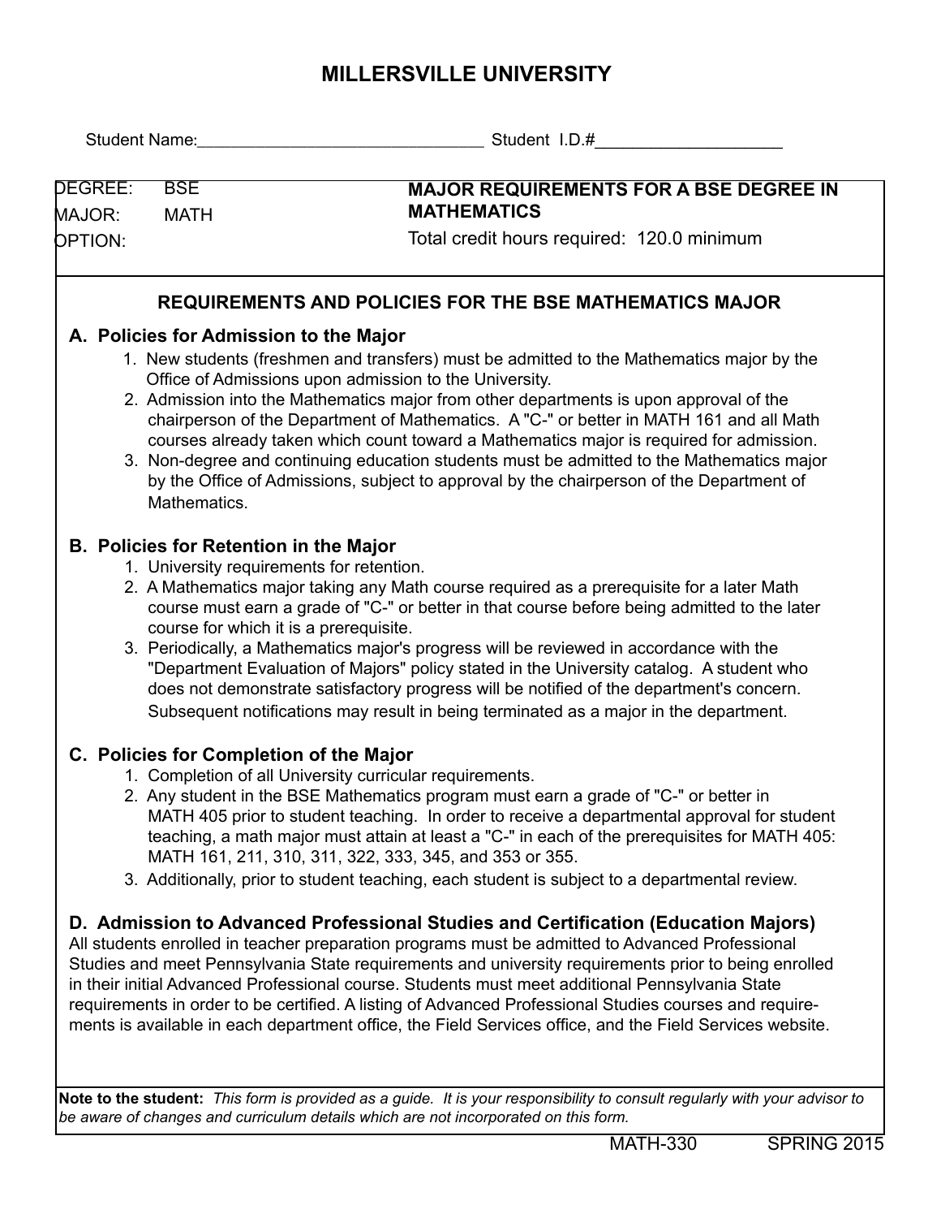# MILLERSVILLE UNIVERSITY

Student Name:_______________________________ Student I.D.#____________________

| DEGREE: BSE<br>MAJOR: MATH<br>OPTION: | **MAJOR REQUIREMENTS FOR A BSE DEGREE IN MATHEMATICS**<br>Total credit hours required: 120.0 minimum |
|---|---|

## REQUIREMENTS AND POLICIES FOR THE BSE MATHEMATICS MAJOR

### A. Policies for Admission to the Major

1. New students (freshmen and transfers) must be admitted to the Mathematics major by the Office of Admissions upon admission to the University.
2. Admission into the Mathematics major from other departments is upon approval of the chairperson of the Department of Mathematics. A "C-" or better in MATH 161 and all Math courses already taken which count toward a Mathematics major is required for admission.
3. Non-degree and continuing education students must be admitted to the Mathematics major by the Office of Admissions, subject to approval by the chairperson of the Department of Mathematics.

### B. Policies for Retention in the Major

1. University requirements for retention.
2. A Mathematics major taking any Math course required as a prerequisite for a later Math course must earn a grade of "C-" or better in that course before being admitted to the later course for which it is a prerequisite.
3. Periodically, a Mathematics major's progress will be reviewed in accordance with the "Department Evaluation of Majors" policy stated in the University catalog. A student who does not demonstrate satisfactory progress will be notified of the department's concern. Subsequent notifications may result in being terminated as a major in the department.

### C. Policies for Completion of the Major

1. Completion of all University curricular requirements.
2. Any student in the BSE Mathematics program must earn a grade of "C-" or better in MATH 405 prior to student teaching. In order to receive a departmental approval for student teaching, a math major must attain at least a "C-" in each of the prerequisites for MATH 405: MATH 161, 211, 310, 311, 322, 333, 345, and 353 or 355.
3. Additionally, prior to student teaching, each student is subject to a departmental review.

### D. Admission to Advanced Professional Studies and Certification (Education Majors)

All students enrolled in teacher preparation programs must be admitted to Advanced Professional Studies and meet Pennsylvania State requirements and university requirements prior to being enrolled in their initial Advanced Professional course. Students must meet additional Pennsylvania State requirements in order to be certified. A listing of Advanced Professional Studies courses and requirements is available in each department office, the Field Services office, and the Field Services website.

**Note to the student:** *This form is provided as a guide. It is your responsibility to consult regularly with your advisor to be aware of changes and curriculum details which are not incorporated on this form.*

MATH-330 SPRING 2015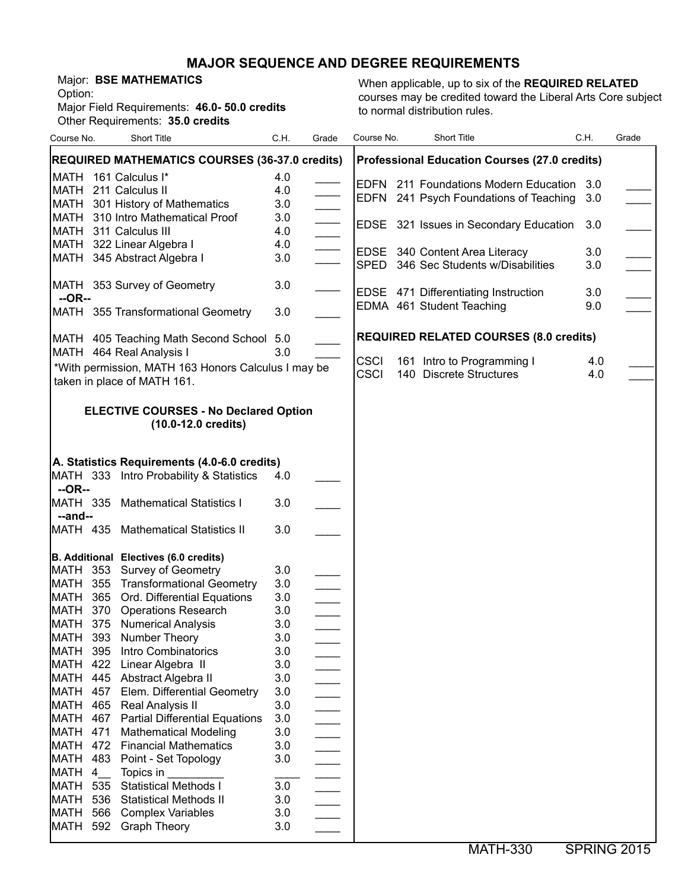# MAJOR SEQUENCE AND DEGREE REQUIREMENTS

Major: **BSE MATHEMATICS**
Option:
Major Field Requirements: **46.0- 50.0 credits**
Other Requirements: **35.0 credits**

When applicable, up to six of the **REQUIRED RELATED** courses may be credited toward the Liberal Arts Core subject to normal distribution rules.

| Course No. | Short Title | C.H. | Grade |
|---|---|---|---|
| **REQUIRED MATHEMATICS COURSES (36-37.0 credits)** | | | |
| MATH 161 | Calculus I* | 4.0 | ____ |
| MATH 211 | Calculus II | 4.0 | ____ |
| MATH 301 | History of Mathematics | 3.0 | ____ |
| MATH 310 | Intro Mathematical Proof | 3.0 | ____ |
| MATH 311 | Calculus III | 4.0 | ____ |
| MATH 322 | Linear Algebra I | 4.0 | ____ |
| MATH 345 | Abstract Algebra I | 3.0 | ____ |
| MATH 353 | Survey of Geometry | 3.0 | ____ |
| --OR-- | | | |
| MATH 355 | Transformational Geometry | 3.0 | ____ |
| MATH 405 | Teaching Math Second School | 5.0 | ____ |
| MATH 464 | Real Analysis I | 3.0 | ____ |

*With permission, MATH 163 Honors Calculus I may be taken in place of MATH 161.

**ELECTIVE COURSES - No Declared Option (10.0-12.0 credits)**

| Course No. | Short Title | C.H. | Grade |
|---|---|---|---|
| **A. Statistics Requirements (4.0-6.0 credits)** | | | |
| MATH 333 | Intro Probability & Statistics | 4.0 | ____ |
| --OR-- | | | |
| MATH 335 | Mathematical Statistics I | 3.0 | ____ |
| --and-- | | | |
| MATH 435 | Mathematical Statistics II | 3.0 | ____ |
| **B. Additional Electives (6.0 credits)** | | | |
| MATH 353 | Survey of Geometry | 3.0 | ____ |
| MATH 355 | Transformational Geometry | 3.0 | ____ |
| MATH 365 | Ord. Differential Equations | 3.0 | ____ |
| MATH 370 | Operations Research | 3.0 | ____ |
| MATH 375 | Numerical Analysis | 3.0 | ____ |
| MATH 393 | Number Theory | 3.0 | ____ |
| MATH 395 | Intro Combinatorics | 3.0 | ____ |
| MATH 422 | Linear Algebra II | 3.0 | ____ |
| MATH 445 | Abstract Algebra II | 3.0 | ____ |
| MATH 457 | Elem. Differential Geometry | 3.0 | ____ |
| MATH 465 | Real Analysis II | 3.0 | ____ |
| MATH 467 | Partial Differential Equations | 3.0 | ____ |
| MATH 471 | Mathematical Modeling | 3.0 | ____ |
| MATH 472 | Financial Mathematics | 3.0 | ____ |
| MATH 483 | Point - Set Topology | 3.0 | ____ |
| MATH 4__ | Topics in _________ | ____ | ____ |
| MATH 535 | Statistical Methods I | 3.0 | ____ |
| MATH 536 | Statistical Methods II | 3.0 | ____ |
| MATH 566 | Complex Variables | 3.0 | ____ |
| MATH 592 | Graph Theory | 3.0 | ____ |

| Course No. | Short Title | C.H. | Grade |
|---|---|---|---|
| **Professional Education Courses (27.0 credits)** | | | |
| EDFN 211 | Foundations Modern Education | 3.0 | ____ |
| EDFN 241 | Psych Foundations of Teaching | 3.0 | ____ |
| EDSE 321 | Issues in Secondary Education | 3.0 | ____ |
| EDSE 340 | Content Area Literacy | 3.0 | ____ |
| SPED 346 | Sec Students w/Disabilities | 3.0 | ____ |
| EDSE 471 | Differentiating Instruction | 3.0 | ____ |
| EDMA 461 | Student Teaching | 9.0 | ____ |
| **REQUIRED RELATED COURSES (8.0 credits)** | | | |
| CSCI 161 | Intro to Programming I | 4.0 | ____ |
| CSCI 140 | Discrete Structures | 4.0 | ____ |

MATH-330 SPRING 2015